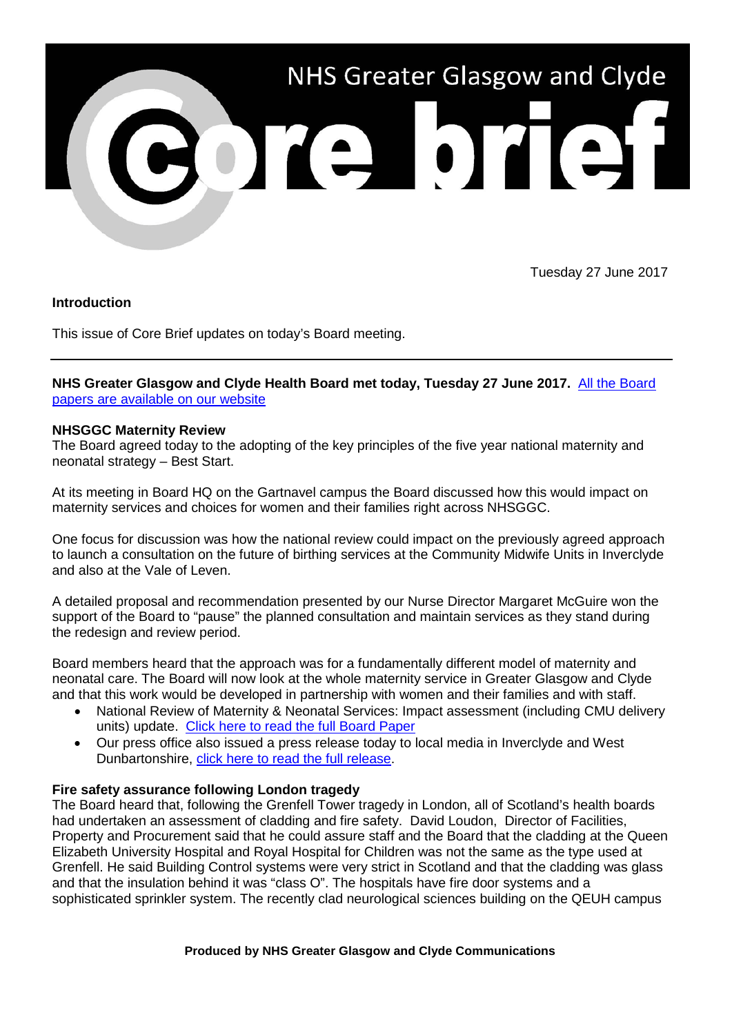# NHS Greater Glasgow and Clyde Core brief

Tuesday 27 June 2017

**Introduction**

This issue of Core Brief updates on today's Board meeting.

---

**NHS Greater Glasgow and Clyde Health Board met today, Tuesday 27 June 2017.** All the Board papers are available on our website

**NHSGGC Maternity Review**

The Board agreed today to the adopting of the key principles of the five year national maternity and neonatal strategy – Best Start.

At its meeting in Board HQ on the Gartnavel campus the Board discussed how this would impact on maternity services and choices for women and their families right across NHSGGC.

One focus for discussion was how the national review could impact on the previously agreed approach to launch a consultation on the future of birthing services at the Community Midwife Units in Inverclyde and also at the Vale of Leven.

A detailed proposal and recommendation presented by our Nurse Director Margaret McGuire won the support of the Board to "pause" the planned consultation and maintain services as they stand during the redesign and review period.

Board members heard that the approach was for a fundamentally different model of maternity and neonatal care. The Board will now look at the whole maternity service in Greater Glasgow and Clyde and that this work would be developed in partnership with women and their families and with staff.

- National Review of Maternity & Neonatal Services: Impact assessment (including CMU delivery units) update. Click here to read the full Board Paper
- Our press office also issued a press release today to local media in Inverclyde and West Dunbartonshire, click here to read the full release.

**Fire safety assurance following London tragedy**

The Board heard that, following the Grenfell Tower tragedy in London, all of Scotland's health boards had undertaken an assessment of cladding and fire safety. David Loudon, Director of Facilities, Property and Procurement said that he could assure staff and the Board that the cladding at the Queen Elizabeth University Hospital and Royal Hospital for Children was not the same as the type used at Grenfell. He said Building Control systems were very strict in Scotland and that the cladding was glass and that the insulation behind it was "class O". The hospitals have fire door systems and a sophisticated sprinkler system. The recently clad neurological sciences building on the QEUH campus

**Produced by NHS Greater Glasgow and Clyde Communications**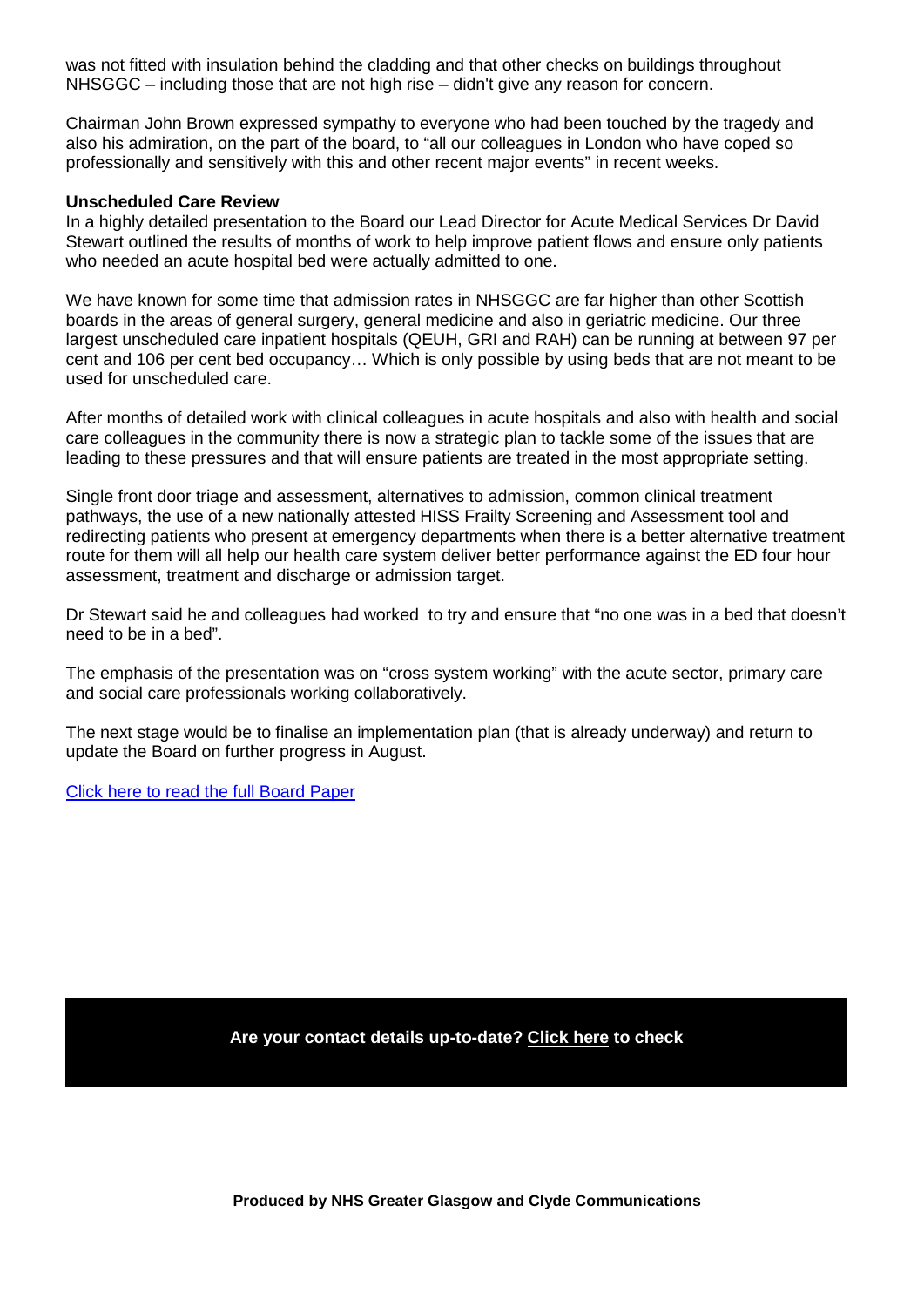was not fitted with insulation behind the cladding and that other checks on buildings throughout NHSGGC – including those that are not high rise – didn't give any reason for concern.

Chairman John Brown expressed sympathy to everyone who had been touched by the tragedy and also his admiration, on the part of the board, to "all our colleagues in London who have coped so professionally and sensitively with this and other recent major events" in recent weeks.

**Unscheduled Care Review**

In a highly detailed presentation to the Board our Lead Director for Acute Medical Services Dr David Stewart outlined the results of months of work to help improve patient flows and ensure only patients who needed an acute hospital bed were actually admitted to one.

We have known for some time that admission rates in NHSGGC are far higher than other Scottish boards in the areas of general surgery, general medicine and also in geriatric medicine. Our three largest unscheduled care inpatient hospitals (QEUH, GRI and RAH) can be running at between 97 per cent and 106 per cent bed occupancy… Which is only possible by using beds that are not meant to be used for unscheduled care.

After months of detailed work with clinical colleagues in acute hospitals and also with health and social care colleagues in the community there is now a strategic plan to tackle some of the issues that are leading to these pressures and that will ensure patients are treated in the most appropriate setting.

Single front door triage and assessment, alternatives to admission, common clinical treatment pathways, the use of a new nationally attested HISS Frailty Screening and Assessment tool and redirecting patients who present at emergency departments when there is a better alternative treatment route for them will all help our health care system deliver better performance against the ED four hour assessment, treatment and discharge or admission target.

Dr Stewart said he and colleagues had worked to try and ensure that "no one was in a bed that doesn't need to be in a bed".

The emphasis of the presentation was on "cross system working" with the acute sector, primary care and social care professionals working collaboratively.

The next stage would be to finalise an implementation plan (that is already underway) and return to update the Board on further progress in August.

Click here to read the full Board Paper

**Are your contact details up-to-date? Click here to check**

**Produced by NHS Greater Glasgow and Clyde Communications**